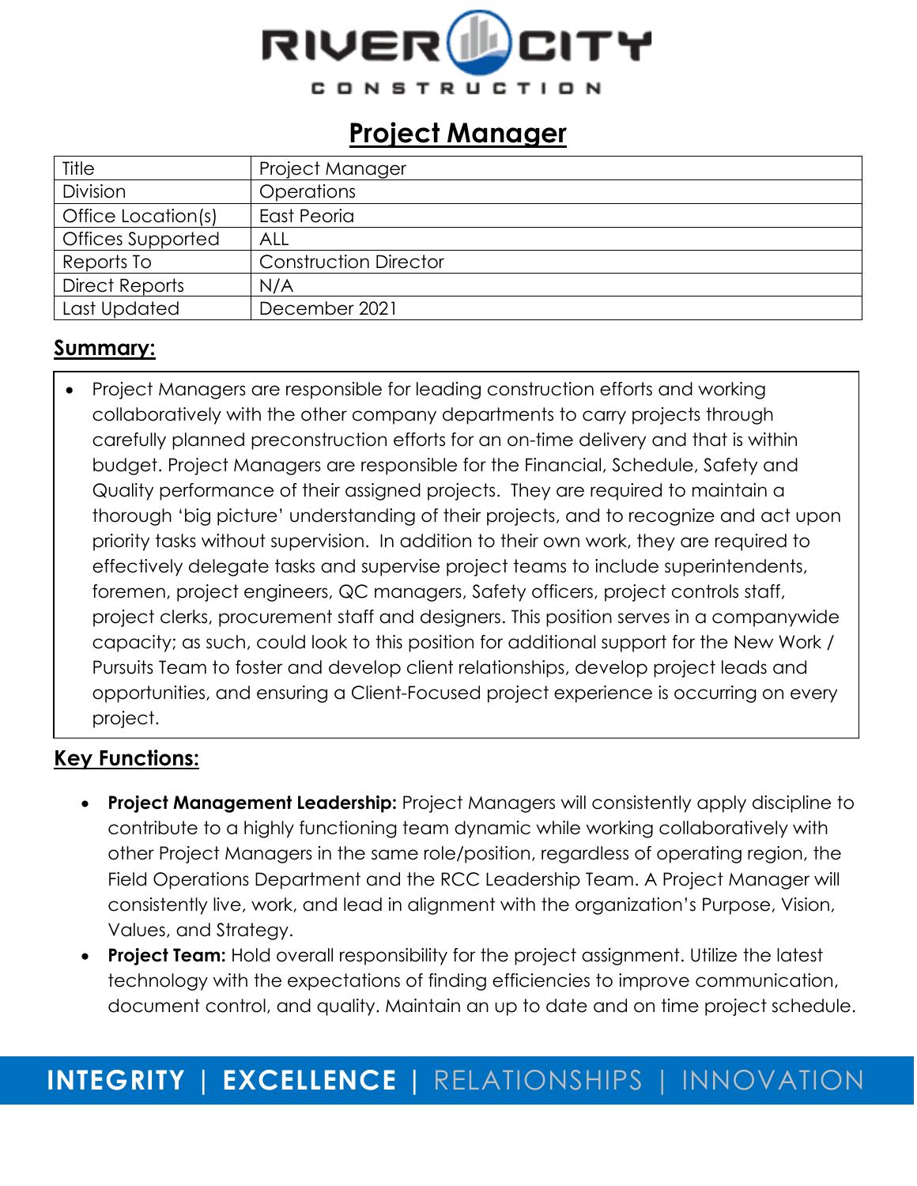# Project Manager

| Title | Project Manager |
|---|---|
| Division | Operations |
| Office Location(s) | East Peoria |
| Offices Supported | ALL |
| Reports To | Construction Director |
| Direct Reports | N/A |
| Last Updated | December 2021 |

## Summary:

- Project Managers are responsible for leading construction efforts and working collaboratively with the other company departments to carry projects through carefully planned preconstruction efforts for an on-time delivery and that is within budget. Project Managers are responsible for the Financial, Schedule, Safety and Quality performance of their assigned projects. They are required to maintain a thorough 'big picture' understanding of their projects, and to recognize and act upon priority tasks without supervision. In addition to their own work, they are required to effectively delegate tasks and supervise project teams to include superintendents, foremen, project engineers, QC managers, Safety officers, project controls staff, project clerks, procurement staff and designers. This position serves in a companywide capacity; as such, could look to this position for additional support for the New Work / Pursuits Team to foster and develop client relationships, develop project leads and opportunities, and ensuring a Client-Focused project experience is occurring on every project.

## Key Functions:

- **Project Management Leadership:** Project Managers will consistently apply discipline to contribute to a highly functioning team dynamic while working collaboratively with other Project Managers in the same role/position, regardless of operating region, the Field Operations Department and the RCC Leadership Team. A Project Manager will consistently live, work, and lead in alignment with the organization's Purpose, Vision, Values, and Strategy.
- **Project Team:** Hold overall responsibility for the project assignment. Utilize the latest technology with the expectations of finding efficiencies to improve communication, document control, and quality. Maintain an up to date and on time project schedule.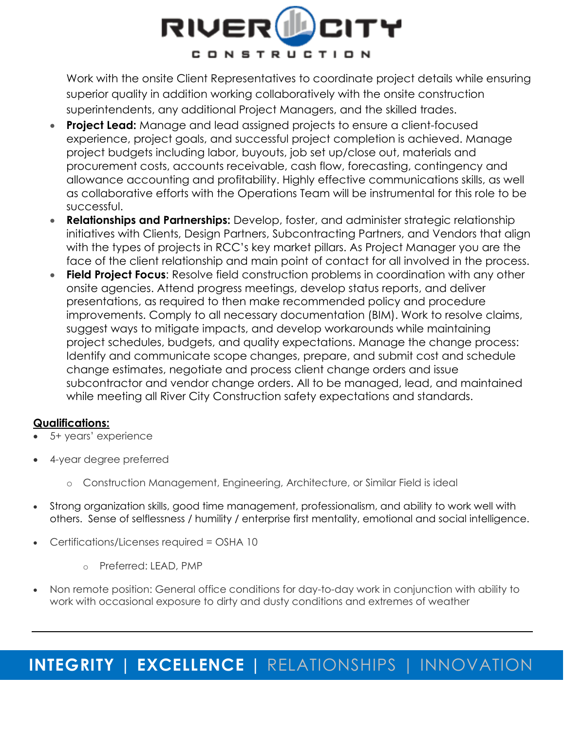Work with the onsite Client Representatives to coordinate project details while ensuring superior quality in addition working collaboratively with the onsite construction superintendents, any additional Project Managers, and the skilled trades.

- **Project Lead:** Manage and lead assigned projects to ensure a client-focused experience, project goals, and successful project completion is achieved. Manage project budgets including labor, buyouts, job set up/close out, materials and procurement costs, accounts receivable, cash flow, forecasting, contingency and allowance accounting and profitability. Highly effective communications skills, as well as collaborative efforts with the Operations Team will be instrumental for this role to be successful.
- **Relationships and Partnerships:** Develop, foster, and administer strategic relationship initiatives with Clients, Design Partners, Subcontracting Partners, and Vendors that align with the types of projects in RCC's key market pillars. As Project Manager you are the face of the client relationship and main point of contact for all involved in the process.
- **Field Project Focus**: Resolve field construction problems in coordination with any other onsite agencies. Attend progress meetings, develop status reports, and deliver presentations, as required to then make recommended policy and procedure improvements. Comply to all necessary documentation (BIM). Work to resolve claims, suggest ways to mitigate impacts, and develop workarounds while maintaining project schedules, budgets, and quality expectations. Manage the change process: Identify and communicate scope changes, prepare, and submit cost and schedule change estimates, negotiate and process client change orders and issue subcontractor and vendor change orders. All to be managed, lead, and maintained while meeting all River City Construction safety expectations and standards.

**Qualifications:**

- 5+ years' experience
- 4-year degree preferred
  - Construction Management, Engineering, Architecture, or Similar Field is ideal
- Strong organization skills, good time management, professionalism, and ability to work well with others. Sense of selflessness / humility / enterprise first mentality, emotional and social intelligence.
- Certifications/Licenses required = OSHA 10
  - Preferred: LEAD, PMP
- Non remote position: General office conditions for day-to-day work in conjunction with ability to work with occasional exposure to dirty and dusty conditions and extremes of weather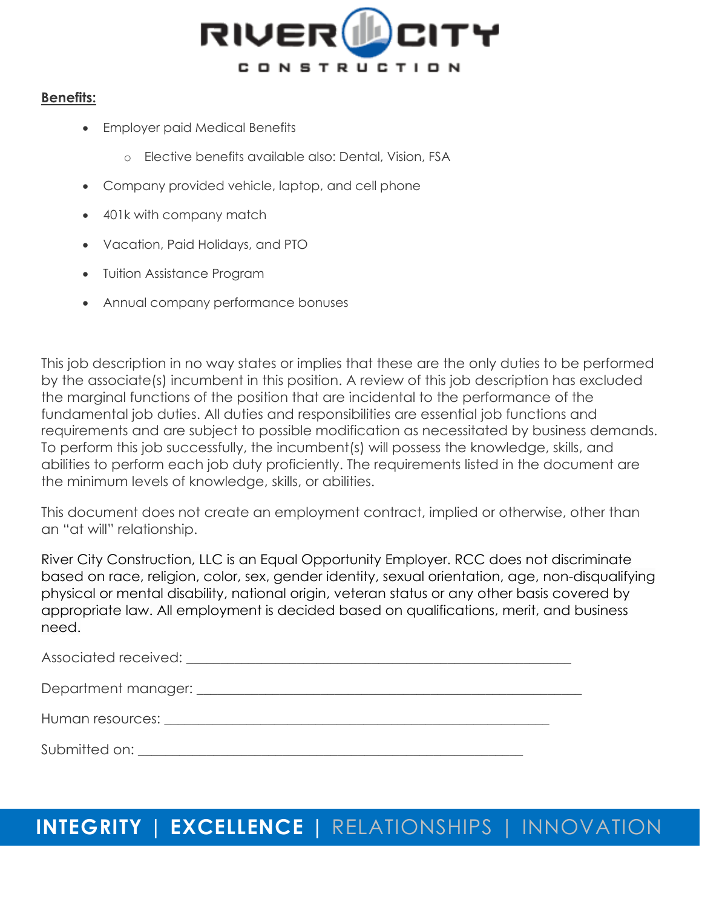**Benefits:**

- Employer paid Medical Benefits
  - Elective benefits available also: Dental, Vision, FSA
- Company provided vehicle, laptop, and cell phone
- 401k with company match
- Vacation, Paid Holidays, and PTO
- Tuition Assistance Program
- Annual company performance bonuses

This job description in no way states or implies that these are the only duties to be performed by the associate(s) incumbent in this position. A review of this job description has excluded the marginal functions of the position that are incidental to the performance of the fundamental job duties. All duties and responsibilities are essential job functions and requirements and are subject to possible modification as necessitated by business demands. To perform this job successfully, the incumbent(s) will possess the knowledge, skills, and abilities to perform each job duty proficiently. The requirements listed in the document are the minimum levels of knowledge, skills, or abilities.

This document does not create an employment contract, implied or otherwise, other than an "at will" relationship.

River City Construction, LLC is an Equal Opportunity Employer. RCC does not discriminate based on race, religion, color, sex, gender identity, sexual orientation, age, non-disqualifying physical or mental disability, national origin, veteran status or any other basis covered by appropriate law. All employment is decided based on qualifications, merit, and business need.

Associated received: ___________________________________________________________

Department manager: ___________________________________________________________

Human resources: ___________________________________________________________

Submitted on: ___________________________________________________________

**INTEGRITY | EXCELLENCE |** RELATIONSHIPS | INNOVATION